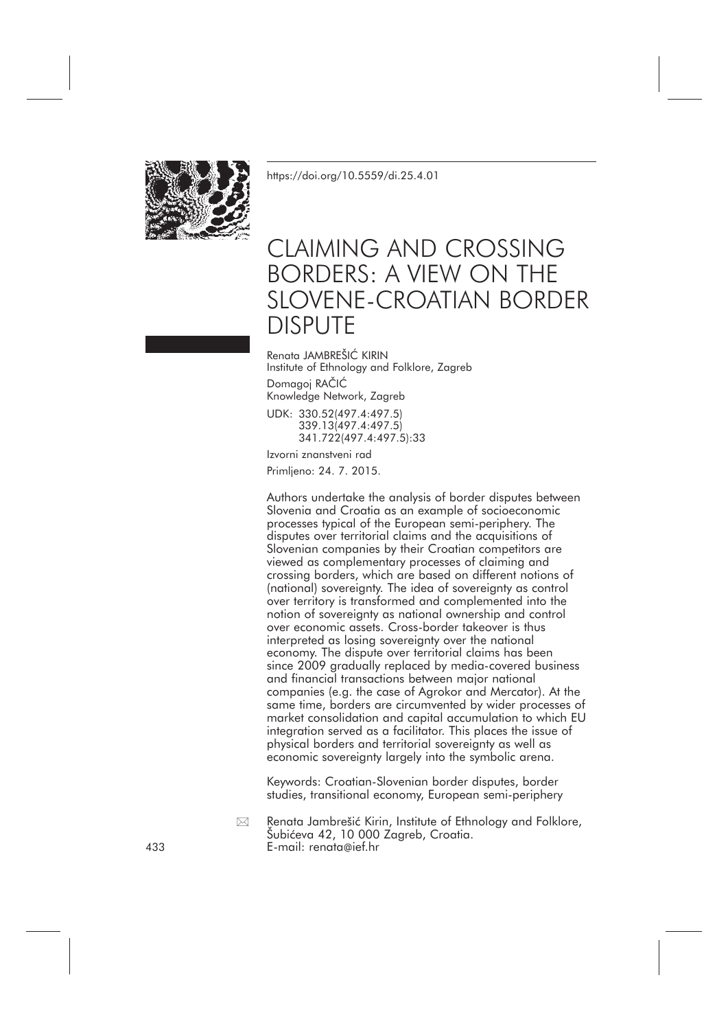https://doi.org/10.5559/di.25.4.01

# CLAIMING AND CROSSING BORDERS: A VIEW ON THE SLOVENE-CROATIAN BORDER DISPUTE

Renata JAMBREŠIĆ KIRIN
Institute of Ethnology and Folklore, Zagreb

Domagoj RAČIĆ
Knowledge Network, Zagreb

UDK: 330.52(497.4:497.5)
339.13(497.4:497.5)
341.722(497.4:497.5):33

Izvorni znanstveni rad

Primljeno: 24. 7. 2015.

Authors undertake the analysis of border disputes between Slovenia and Croatia as an example of socioeconomic processes typical of the European semi-periphery. The disputes over territorial claims and the acquisitions of Slovenian companies by their Croatian competitors are viewed as complementary processes of claiming and crossing borders, which are based on different notions of (national) sovereignty. The idea of sovereignty as control over territory is transformed and complemented into the notion of sovereignty as national ownership and control over economic assets. Cross-border takeover is thus interpreted as losing sovereignty over the national economy. The dispute over territorial claims has been since 2009 gradually replaced by media-covered business and financial transactions between major national companies (e.g. the case of Agrokor and Mercator). At the same time, borders are circumvented by wider processes of market consolidation and capital accumulation to which EU integration served as a facilitator. This places the issue of physical borders and territorial sovereignty as well as economic sovereignty largely into the symbolic arena.

Keywords: Croatian-Slovenian border disputes, border studies, transitional economy, European semi-periphery

Renata Jambrešić Kirin, Institute of Ethnology and Folklore, Šubićeva 42, 10 000 Zagreb, Croatia.
E-mail: renata@ief.hr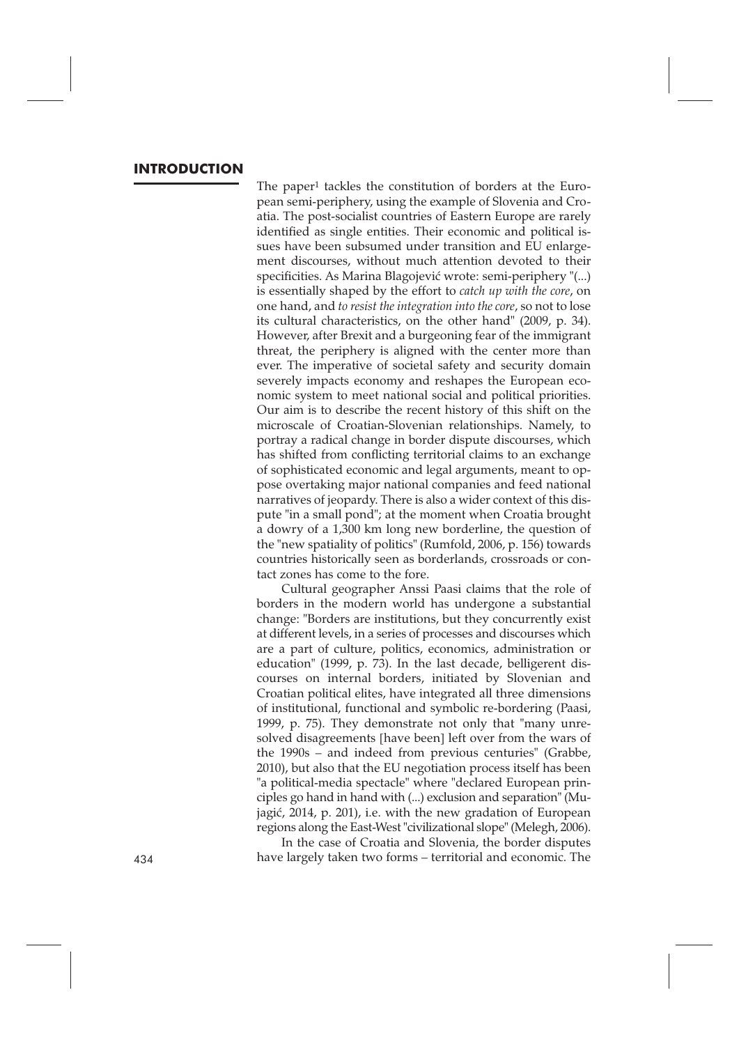## INTRODUCTION

The paper[1] tackles the constitution of borders at the European semi-periphery, using the example of Slovenia and Croatia. The post-socialist countries of Eastern Europe are rarely identified as single entities. Their economic and political issues have been subsumed under transition and EU enlargement discourses, without much attention devoted to their specificities. As Marina Blagojević wrote: semi-periphery "(...) is essentially shaped by the effort to *catch up with the core*, on one hand, and *to resist the integration into the core*, so not to lose its cultural characteristics, on the other hand" (2009, p. 34). However, after Brexit and a burgeoning fear of the immigrant threat, the periphery is aligned with the center more than ever. The imperative of societal safety and security domain severely impacts economy and reshapes the European economic system to meet national social and political priorities. Our aim is to describe the recent history of this shift on the microscale of Croatian-Slovenian relationships. Namely, to portray a radical change in border dispute discourses, which has shifted from conflicting territorial claims to an exchange of sophisticated economic and legal arguments, meant to oppose overtaking major national companies and feed national narratives of jeopardy. There is also a wider context of this dispute "in a small pond"; at the moment when Croatia brought a dowry of a 1,300 km long new borderline, the question of the "new spatiality of politics" (Rumfold, 2006, p. 156) towards countries historically seen as borderlands, crossroads or contact zones has come to the fore.

Cultural geographer Anssi Paasi claims that the role of borders in the modern world has undergone a substantial change: "Borders are institutions, but they concurrently exist at different levels, in a series of processes and discourses which are a part of culture, politics, economics, administration or education" (1999, p. 73). In the last decade, belligerent discourses on internal borders, initiated by Slovenian and Croatian political elites, have integrated all three dimensions of institutional, functional and symbolic re-bordering (Paasi, 1999, p. 75). They demonstrate not only that "many unresolved disagreements [have been] left over from the wars of the 1990s – and indeed from previous centuries" (Grabbe, 2010), but also that the EU negotiation process itself has been "a political-media spectacle" where "declared European principles go hand in hand with (...) exclusion and separation" (Mujagić, 2014, p. 201), i.e. with the new gradation of European regions along the East-West "civilizational slope" (Melegh, 2006).

In the case of Croatia and Slovenia, the border disputes have largely taken two forms – territorial and economic. The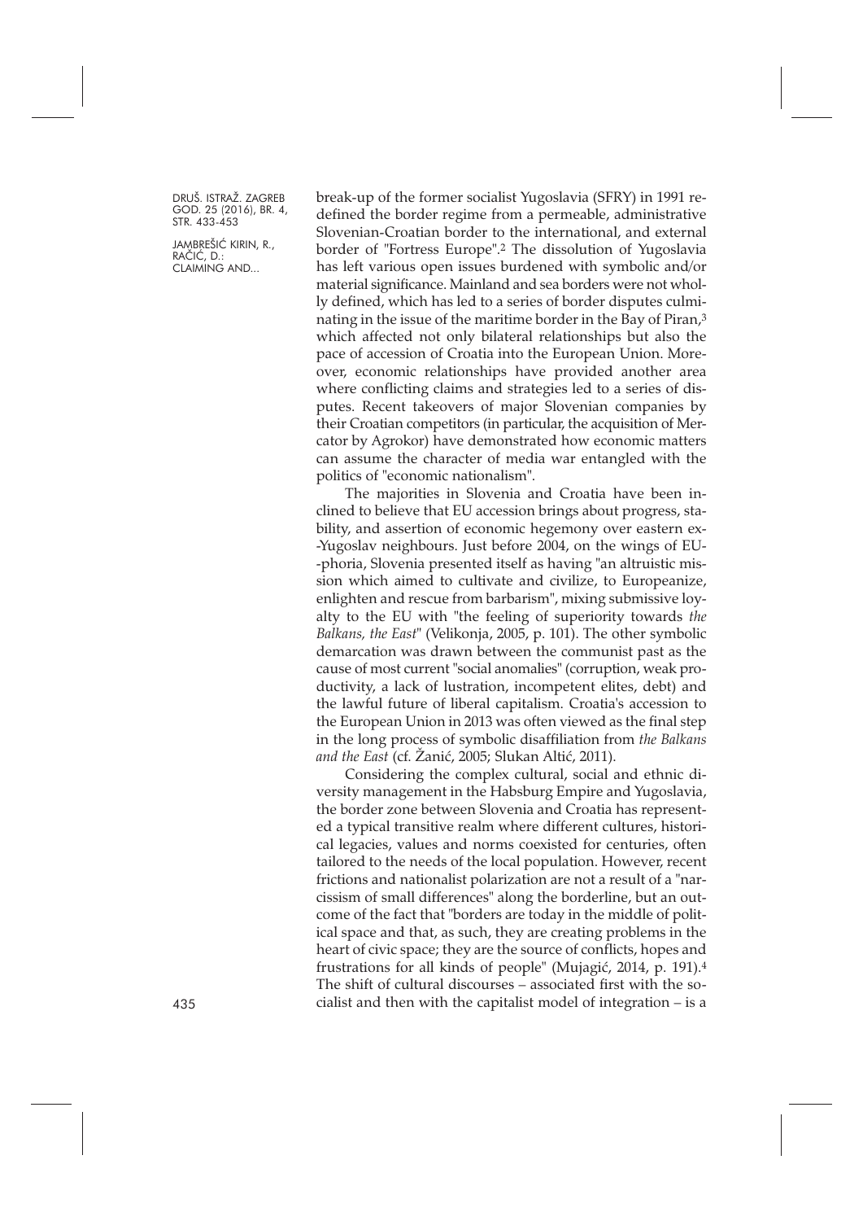break-up of the former socialist Yugoslavia (SFRY) in 1991 redefined the border regime from a permeable, administrative Slovenian-Croatian border to the international, and external border of "Fortress Europe".[2] The dissolution of Yugoslavia has left various open issues burdened with symbolic and/or material significance. Mainland and sea borders were not wholly defined, which has led to a series of border disputes culminating in the issue of the maritime border in the Bay of Piran,[3] which affected not only bilateral relationships but also the pace of accession of Croatia into the European Union. Moreover, economic relationships have provided another area where conflicting claims and strategies led to a series of disputes. Recent takeovers of major Slovenian companies by their Croatian competitors (in particular, the acquisition of Mercator by Agrokor) have demonstrated how economic matters can assume the character of media war entangled with the politics of "economic nationalism".

The majorities in Slovenia and Croatia have been inclined to believe that EU accession brings about progress, stability, and assertion of economic hegemony over eastern ex-Yugoslav neighbours. Just before 2004, on the wings of EU-phoria, Slovenia presented itself as having "an altruistic mission which aimed to cultivate and civilize, to Europeanize, enlighten and rescue from barbarism", mixing submissive loyalty to the EU with "the feeling of superiority towards *the Balkans, the East*" (Velikonja, 2005, p. 101). The other symbolic demarcation was drawn between the communist past as the cause of most current "social anomalies" (corruption, weak productivity, a lack of lustration, incompetent elites, debt) and the lawful future of liberal capitalism. Croatia's accession to the European Union in 2013 was often viewed as the final step in the long process of symbolic disaffiliation from *the Balkans and the East* (cf. Žanić, 2005; Slukan Altić, 2011).

Considering the complex cultural, social and ethnic diversity management in the Habsburg Empire and Yugoslavia, the border zone between Slovenia and Croatia has represented a typical transitive realm where different cultures, historical legacies, values and norms coexisted for centuries, often tailored to the needs of the local population. However, recent frictions and nationalist polarization are not a result of a "narcissism of small differences" along the borderline, but an outcome of the fact that "borders are today in the middle of political space and that, as such, they are creating problems in the heart of civic space; they are the source of conflicts, hopes and frustrations for all kinds of people" (Mujagić, 2014, p. 191).[4] The shift of cultural discourses – associated first with the socialist and then with the capitalist model of integration – is a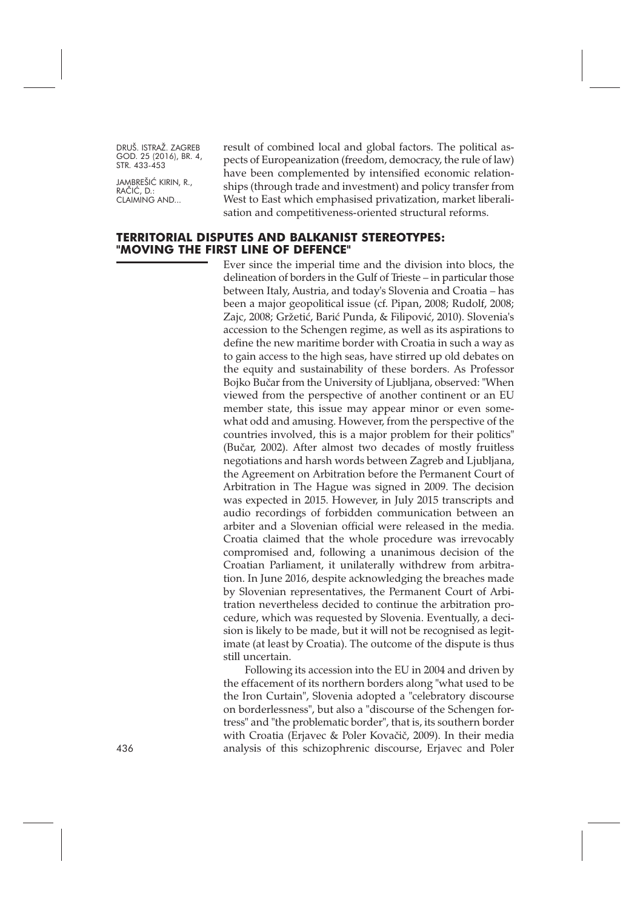result of combined local and global factors. The political aspects of Europeanization (freedom, democracy, the rule of law) have been complemented by intensified economic relationships (through trade and investment) and policy transfer from West to East which emphasised privatization, market liberalisation and competitiveness-oriented structural reforms.

## TERRITORIAL DISPUTES AND BALKANIST STEREOTYPES: "MOVING THE FIRST LINE OF DEFENCE"

Ever since the imperial time and the division into blocs, the delineation of borders in the Gulf of Trieste – in particular those between Italy, Austria, and today's Slovenia and Croatia – has been a major geopolitical issue (cf. Pipan, 2008; Rudolf, 2008; Zajc, 2008; Gržetić, Barić Punda, & Filipović, 2010). Slovenia's accession to the Schengen regime, as well as its aspirations to define the new maritime border with Croatia in such a way as to gain access to the high seas, have stirred up old debates on the equity and sustainability of these borders. As Professor Bojko Bučar from the University of Ljubljana, observed: "When viewed from the perspective of another continent or an EU member state, this issue may appear minor or even somewhat odd and amusing. However, from the perspective of the countries involved, this is a major problem for their politics" (Bučar, 2002). After almost two decades of mostly fruitless negotiations and harsh words between Zagreb and Ljubljana, the Agreement on Arbitration before the Permanent Court of Arbitration in The Hague was signed in 2009. The decision was expected in 2015. However, in July 2015 transcripts and audio recordings of forbidden communication between an arbiter and a Slovenian official were released in the media. Croatia claimed that the whole procedure was irrevocably compromised and, following a unanimous decision of the Croatian Parliament, it unilaterally withdrew from arbitration. In June 2016, despite acknowledging the breaches made by Slovenian representatives, the Permanent Court of Arbitration nevertheless decided to continue the arbitration procedure, which was requested by Slovenia. Eventually, a decision is likely to be made, but it will not be recognised as legitimate (at least by Croatia). The outcome of the dispute is thus still uncertain.

Following its accession into the EU in 2004 and driven by the effacement of its northern borders along "what used to be the Iron Curtain", Slovenia adopted a "celebratory discourse on borderlessness", but also a "discourse of the Schengen fortress" and "the problematic border", that is, its southern border with Croatia (Erjavec & Poler Kovačič, 2009). In their media analysis of this schizophrenic discourse, Erjavec and Poler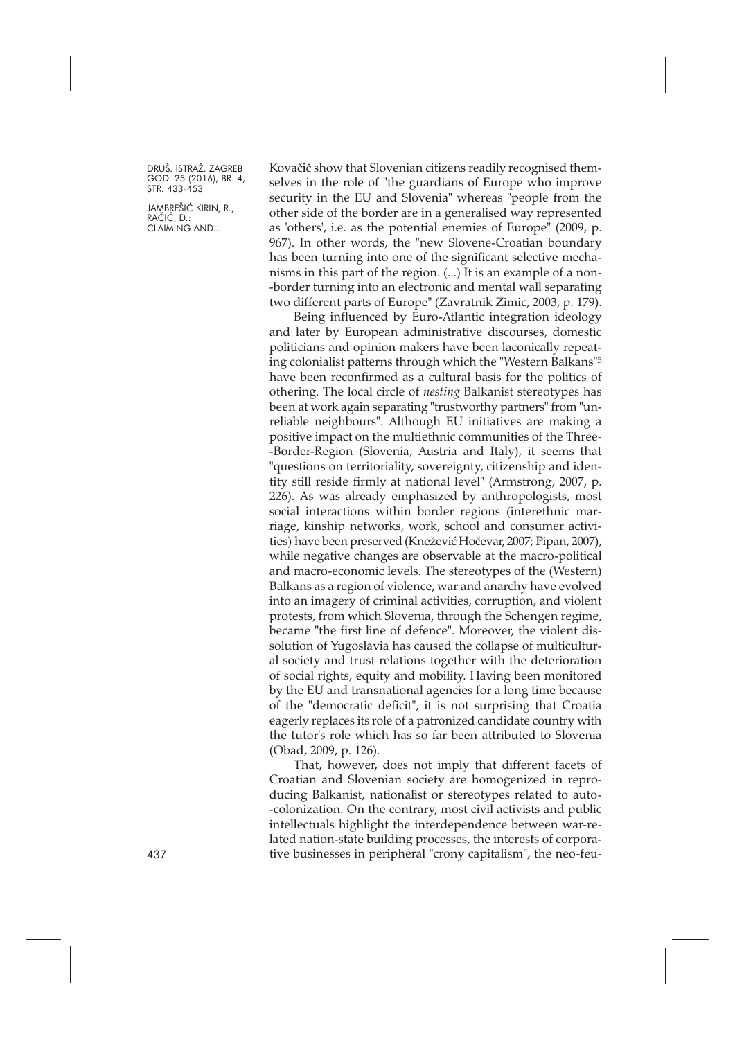Kovačič show that Slovenian citizens readily recognised themselves in the role of "the guardians of Europe who improve security in the EU and Slovenia" whereas "people from the other side of the border are in a generalised way represented as 'others', i.e. as the potential enemies of Europe" (2009, p. 967). In other words, the "new Slovene-Croatian boundary has been turning into one of the significant selective mechanisms in this part of the region. (...) It is an example of a non-border turning into an electronic and mental wall separating two different parts of Europe" (Zavratnik Zimic, 2003, p. 179).

Being influenced by Euro-Atlantic integration ideology and later by European administrative discourses, domestic politicians and opinion makers have been laconically repeating colonialist patterns through which the "Western Balkans"[5] have been reconfirmed as a cultural basis for the politics of othering. The local circle of *nesting* Balkanist stereotypes has been at work again separating "trustworthy partners" from "unreliable neighbours". Although EU initiatives are making a positive impact on the multiethnic communities of the Three-Border-Region (Slovenia, Austria and Italy), it seems that "questions on territoriality, sovereignty, citizenship and identity still reside firmly at national level" (Armstrong, 2007, p. 226). As was already emphasized by anthropologists, most social interactions within border regions (interethnic marriage, kinship networks, work, school and consumer activities) have been preserved (Knežević Hočevar, 2007; Pipan, 2007), while negative changes are observable at the macro-political and macro-economic levels. The stereotypes of the (Western) Balkans as a region of violence, war and anarchy have evolved into an imagery of criminal activities, corruption, and violent protests, from which Slovenia, through the Schengen regime, became "the first line of defence". Moreover, the violent dissolution of Yugoslavia has caused the collapse of multicultural society and trust relations together with the deterioration of social rights, equity and mobility. Having been monitored by the EU and transnational agencies for a long time because of the "democratic deficit", it is not surprising that Croatia eagerly replaces its role of a patronized candidate country with the tutor's role which has so far been attributed to Slovenia (Obad, 2009, p. 126).

That, however, does not imply that different facets of Croatian and Slovenian society are homogenized in reproducing Balkanist, nationalist or stereotypes related to auto-colonization. On the contrary, most civil activists and public intellectuals highlight the interdependence between war-related nation-state building processes, the interests of corporative businesses in peripheral "crony capitalism", the neo-feu-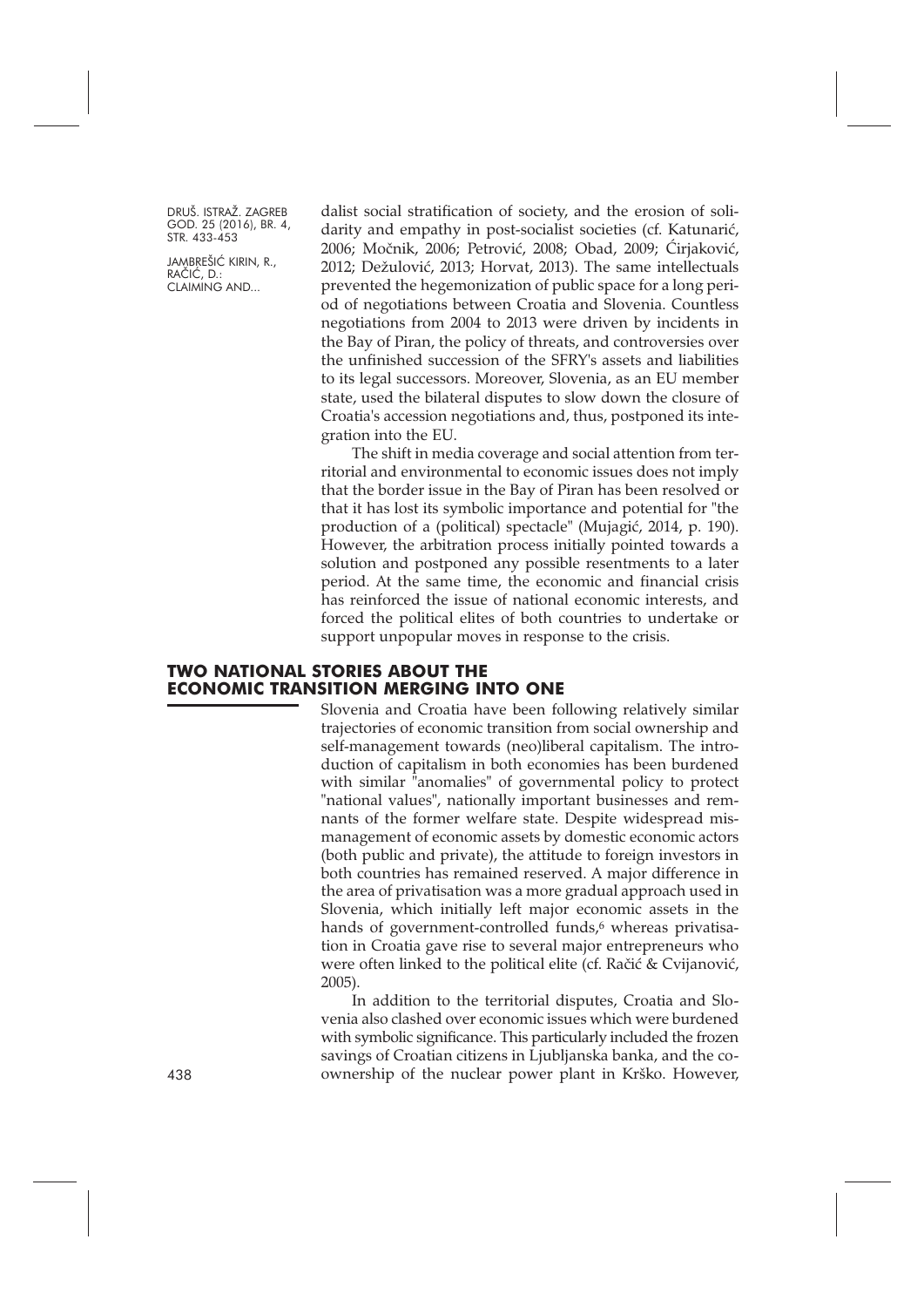dalist social stratification of society, and the erosion of solidarity and empathy in post-socialist societies (cf. Katunarić, 2006; Močnik, 2006; Petrović, 2008; Obad, 2009; Ćirjaković, 2012; Dežulović, 2013; Horvat, 2013). The same intellectuals prevented the hegemonization of public space for a long period of negotiations between Croatia and Slovenia. Countless negotiations from 2004 to 2013 were driven by incidents in the Bay of Piran, the policy of threats, and controversies over the unfinished succession of the SFRY's assets and liabilities to its legal successors. Moreover, Slovenia, as an EU member state, used the bilateral disputes to slow down the closure of Croatia's accession negotiations and, thus, postponed its integration into the EU.

The shift in media coverage and social attention from territorial and environmental to economic issues does not imply that the border issue in the Bay of Piran has been resolved or that it has lost its symbolic importance and potential for "the production of a (political) spectacle" (Mujagić, 2014, p. 190). However, the arbitration process initially pointed towards a solution and postponed any possible resentments to a later period. At the same time, the economic and financial crisis has reinforced the issue of national economic interests, and forced the political elites of both countries to undertake or support unpopular moves in response to the crisis.

## TWO NATIONAL STORIES ABOUT THE ECONOMIC TRANSITION MERGING INTO ONE

Slovenia and Croatia have been following relatively similar trajectories of economic transition from social ownership and self-management towards (neo)liberal capitalism. The introduction of capitalism in both economies has been burdened with similar "anomalies" of governmental policy to protect "national values", nationally important businesses and remnants of the former welfare state. Despite widespread mismanagement of economic assets by domestic economic actors (both public and private), the attitude to foreign investors in both countries has remained reserved. A major difference in the area of privatisation was a more gradual approach used in Slovenia, which initially left major economic assets in the hands of government-controlled funds,[6] whereas privatisation in Croatia gave rise to several major entrepreneurs who were often linked to the political elite (cf. Račić & Cvijanović, 2005).

In addition to the territorial disputes, Croatia and Slovenia also clashed over economic issues which were burdened with symbolic significance. This particularly included the frozen savings of Croatian citizens in Ljubljanska banka, and the co-ownership of the nuclear power plant in Krško. However,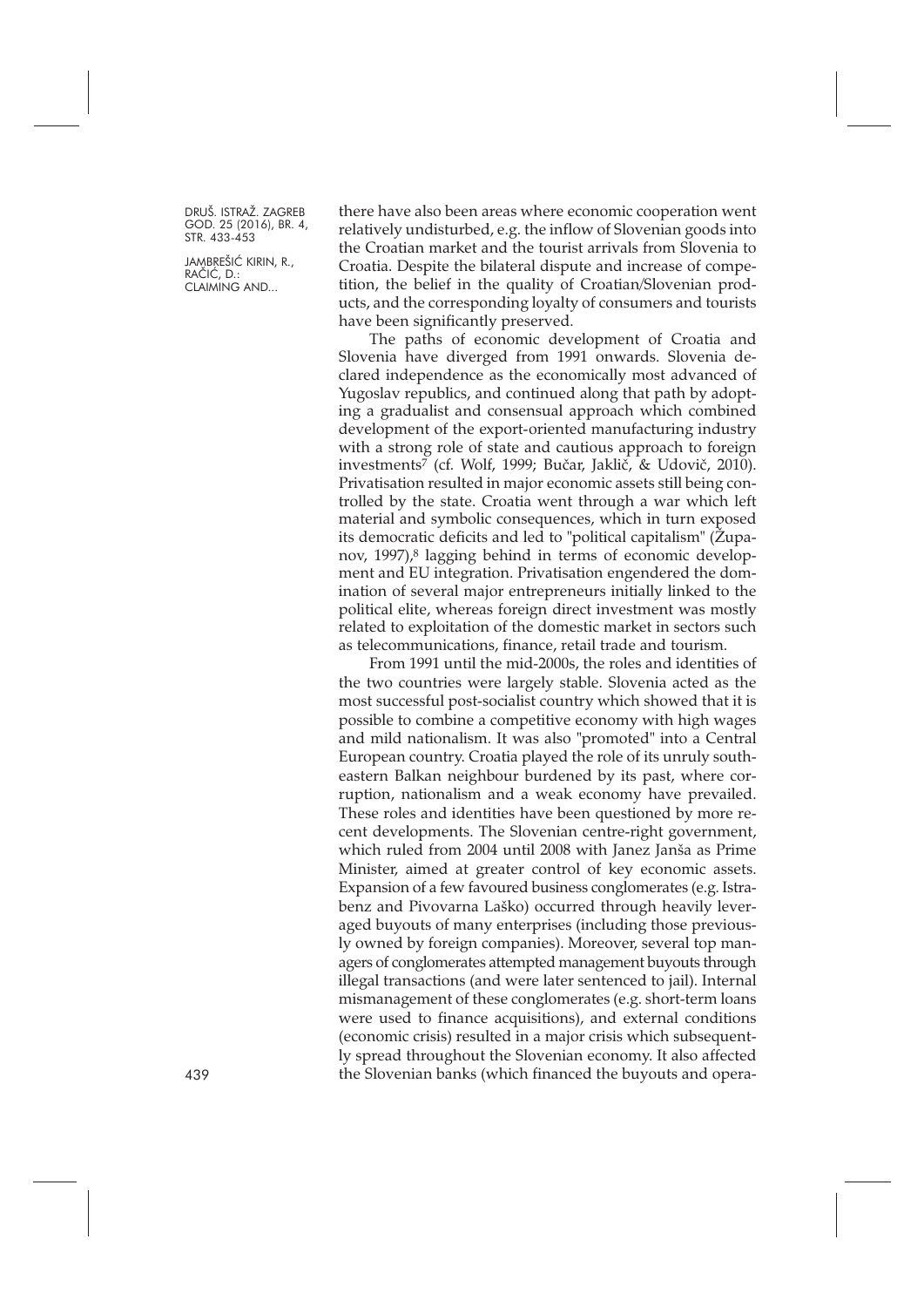there have also been areas where economic cooperation went relatively undisturbed, e.g. the inflow of Slovenian goods into the Croatian market and the tourist arrivals from Slovenia to Croatia. Despite the bilateral dispute and increase of competition, the belief in the quality of Croatian/Slovenian products, and the corresponding loyalty of consumers and tourists have been significantly preserved.

The paths of economic development of Croatia and Slovenia have diverged from 1991 onwards. Slovenia declared independence as the economically most advanced of Yugoslav republics, and continued along that path by adopting a gradualist and consensual approach which combined development of the export-oriented manufacturing industry with a strong role of state and cautious approach to foreign investments[7] (cf. Wolf, 1999; Bučar, Jaklič, & Udovič, 2010). Privatisation resulted in major economic assets still being controlled by the state. Croatia went through a war which left material and symbolic consequences, which in turn exposed its democratic deficits and led to "political capitalism" (Županov, 1997),[8] lagging behind in terms of economic development and EU integration. Privatisation engendered the domination of several major entrepreneurs initially linked to the political elite, whereas foreign direct investment was mostly related to exploitation of the domestic market in sectors such as telecommunications, finance, retail trade and tourism.

From 1991 until the mid-2000s, the roles and identities of the two countries were largely stable. Slovenia acted as the most successful post-socialist country which showed that it is possible to combine a competitive economy with high wages and mild nationalism. It was also "promoted" into a Central European country. Croatia played the role of its unruly southeastern Balkan neighbour burdened by its past, where corruption, nationalism and a weak economy have prevailed. These roles and identities have been questioned by more recent developments. The Slovenian centre-right government, which ruled from 2004 until 2008 with Janez Janša as Prime Minister, aimed at greater control of key economic assets. Expansion of a few favoured business conglomerates (e.g. Istrabenz and Pivovarna Laško) occurred through heavily leveraged buyouts of many enterprises (including those previously owned by foreign companies). Moreover, several top managers of conglomerates attempted management buyouts through illegal transactions (and were later sentenced to jail). Internal mismanagement of these conglomerates (e.g. short-term loans were used to finance acquisitions), and external conditions (economic crisis) resulted in a major crisis which subsequently spread throughout the Slovenian economy. It also affected the Slovenian banks (which financed the buyouts and opera-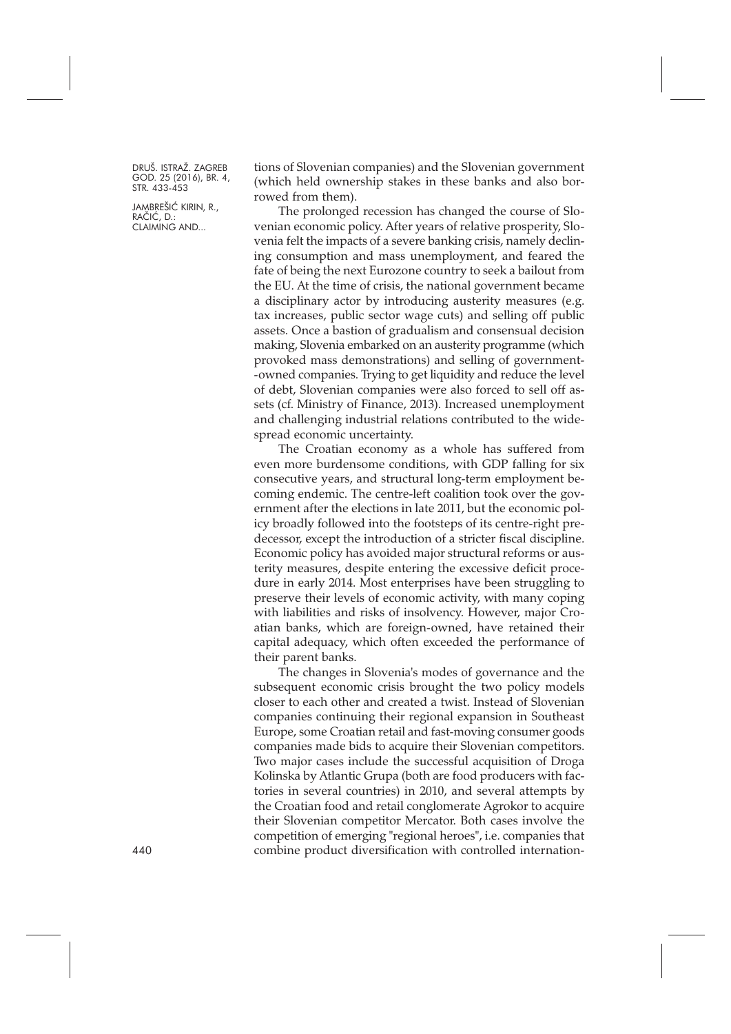tions of Slovenian companies) and the Slovenian government (which held ownership stakes in these banks and also borrowed from them).

The prolonged recession has changed the course of Slovenian economic policy. After years of relative prosperity, Slovenia felt the impacts of a severe banking crisis, namely declining consumption and mass unemployment, and feared the fate of being the next Eurozone country to seek a bailout from the EU. At the time of crisis, the national government became a disciplinary actor by introducing austerity measures (e.g. tax increases, public sector wage cuts) and selling off public assets. Once a bastion of gradualism and consensual decision making, Slovenia embarked on an austerity programme (which provoked mass demonstrations) and selling of government-owned companies. Trying to get liquidity and reduce the level of debt, Slovenian companies were also forced to sell off assets (cf. Ministry of Finance, 2013). Increased unemployment and challenging industrial relations contributed to the widespread economic uncertainty.

The Croatian economy as a whole has suffered from even more burdensome conditions, with GDP falling for six consecutive years, and structural long-term employment becoming endemic. The centre-left coalition took over the government after the elections in late 2011, but the economic policy broadly followed into the footsteps of its centre-right predecessor, except the introduction of a stricter fiscal discipline. Economic policy has avoided major structural reforms or austerity measures, despite entering the excessive deficit procedure in early 2014. Most enterprises have been struggling to preserve their levels of economic activity, with many coping with liabilities and risks of insolvency. However, major Croatian banks, which are foreign-owned, have retained their capital adequacy, which often exceeded the performance of their parent banks.

The changes in Slovenia's modes of governance and the subsequent economic crisis brought the two policy models closer to each other and created a twist. Instead of Slovenian companies continuing their regional expansion in Southeast Europe, some Croatian retail and fast-moving consumer goods companies made bids to acquire their Slovenian competitors. Two major cases include the successful acquisition of Droga Kolinska by Atlantic Grupa (both are food producers with factories in several countries) in 2010, and several attempts by the Croatian food and retail conglomerate Agrokor to acquire their Slovenian competitor Mercator. Both cases involve the competition of emerging "regional heroes", i.e. companies that combine product diversification with controlled internation-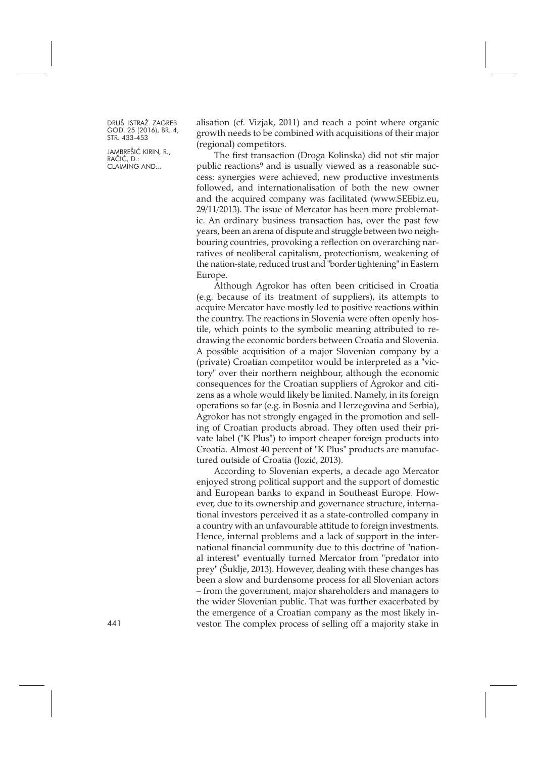alisation (cf. Vizjak, 2011) and reach a point where organic growth needs to be combined with acquisitions of their major (regional) competitors.

The first transaction (Droga Kolinska) did not stir major public reactions[9] and is usually viewed as a reasonable success: synergies were achieved, new productive investments followed, and internationalisation of both the new owner and the acquired company was facilitated (www.SEEbiz.eu, 29/11/2013). The issue of Mercator has been more problematic. An ordinary business transaction has, over the past few years, been an arena of dispute and struggle between two neighbouring countries, provoking a reflection on overarching narratives of neoliberal capitalism, protectionism, weakening of the nation-state, reduced trust and "border tightening" in Eastern Europe.

Although Agrokor has often been criticised in Croatia (e.g. because of its treatment of suppliers), its attempts to acquire Mercator have mostly led to positive reactions within the country. The reactions in Slovenia were often openly hostile, which points to the symbolic meaning attributed to redrawing the economic borders between Croatia and Slovenia. A possible acquisition of a major Slovenian company by a (private) Croatian competitor would be interpreted as a "victory" over their northern neighbour, although the economic consequences for the Croatian suppliers of Agrokor and citizens as a whole would likely be limited. Namely, in its foreign operations so far (e.g. in Bosnia and Herzegovina and Serbia), Agrokor has not strongly engaged in the promotion and selling of Croatian products abroad. They often used their private label ("K Plus") to import cheaper foreign products into Croatia. Almost 40 percent of "K Plus" products are manufactured outside of Croatia (Jozić, 2013).

According to Slovenian experts, a decade ago Mercator enjoyed strong political support and the support of domestic and European banks to expand in Southeast Europe. However, due to its ownership and governance structure, international investors perceived it as a state-controlled company in a country with an unfavourable attitude to foreign investments. Hence, internal problems and a lack of support in the international financial community due to this doctrine of "national interest" eventually turned Mercator from "predator into prey" (Šuklje, 2013). However, dealing with these changes has been a slow and burdensome process for all Slovenian actors – from the government, major shareholders and managers to the wider Slovenian public. That was further exacerbated by the emergence of a Croatian company as the most likely investor. The complex process of selling off a majority stake in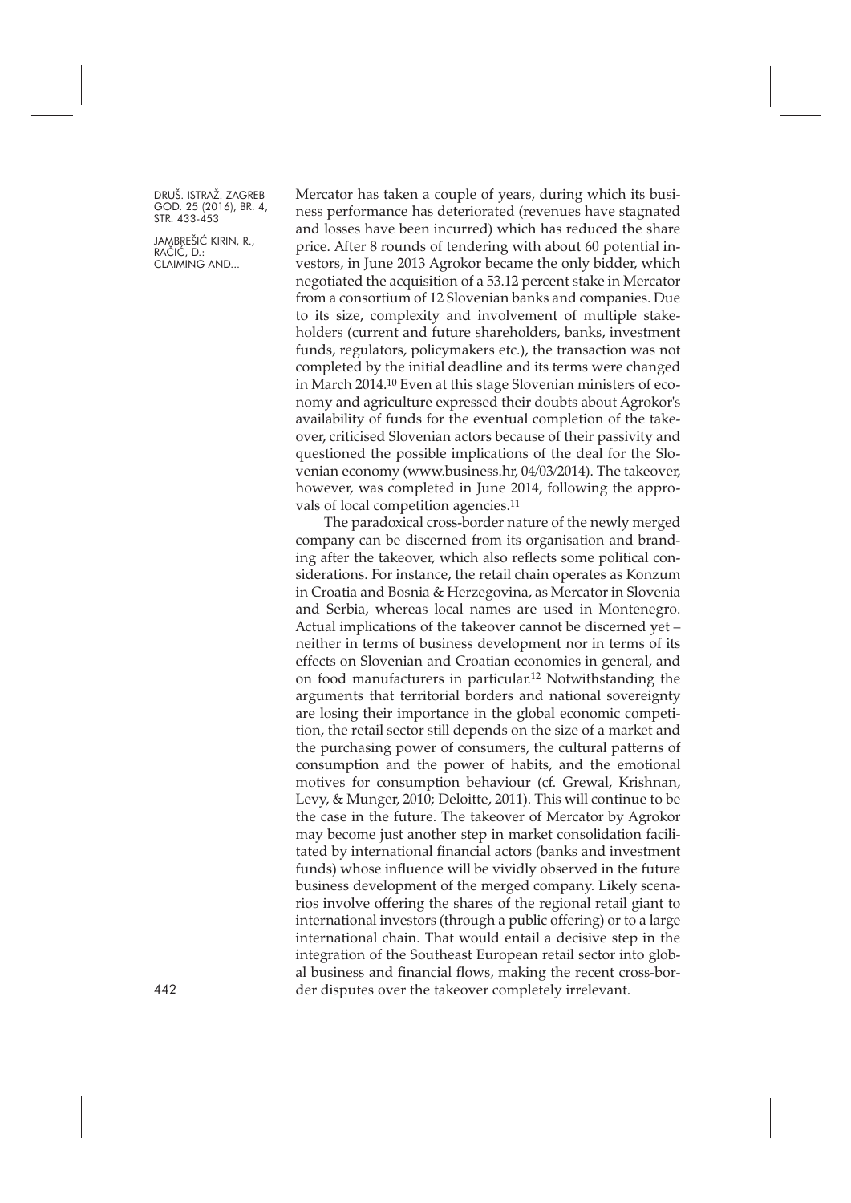Mercator has taken a couple of years, during which its business performance has deteriorated (revenues have stagnated and losses have been incurred) which has reduced the share price. After 8 rounds of tendering with about 60 potential investors, in June 2013 Agrokor became the only bidder, which negotiated the acquisition of a 53.12 percent stake in Mercator from a consortium of 12 Slovenian banks and companies. Due to its size, complexity and involvement of multiple stakeholders (current and future shareholders, banks, investment funds, regulators, policymakers etc.), the transaction was not completed by the initial deadline and its terms were changed in March 2014.[10] Even at this stage Slovenian ministers of economy and agriculture expressed their doubts about Agrokor's availability of funds for the eventual completion of the takeover, criticised Slovenian actors because of their passivity and questioned the possible implications of the deal for the Slovenian economy (www.business.hr, 04/03/2014). The takeover, however, was completed in June 2014, following the approvals of local competition agencies.[11]

The paradoxical cross-border nature of the newly merged company can be discerned from its organisation and branding after the takeover, which also reflects some political considerations. For instance, the retail chain operates as Konzum in Croatia and Bosnia & Herzegovina, as Mercator in Slovenia and Serbia, whereas local names are used in Montenegro. Actual implications of the takeover cannot be discerned yet – neither in terms of business development nor in terms of its effects on Slovenian and Croatian economies in general, and on food manufacturers in particular.[12] Notwithstanding the arguments that territorial borders and national sovereignty are losing their importance in the global economic competition, the retail sector still depends on the size of a market and the purchasing power of consumers, the cultural patterns of consumption and the power of habits, and the emotional motives for consumption behaviour (cf. Grewal, Krishnan, Levy, & Munger, 2010; Deloitte, 2011). This will continue to be the case in the future. The takeover of Mercator by Agrokor may become just another step in market consolidation facilitated by international financial actors (banks and investment funds) whose influence will be vividly observed in the future business development of the merged company. Likely scenarios involve offering the shares of the regional retail giant to international investors (through a public offering) or to a large international chain. That would entail a decisive step in the integration of the Southeast European retail sector into global business and financial flows, making the recent cross-border disputes over the takeover completely irrelevant.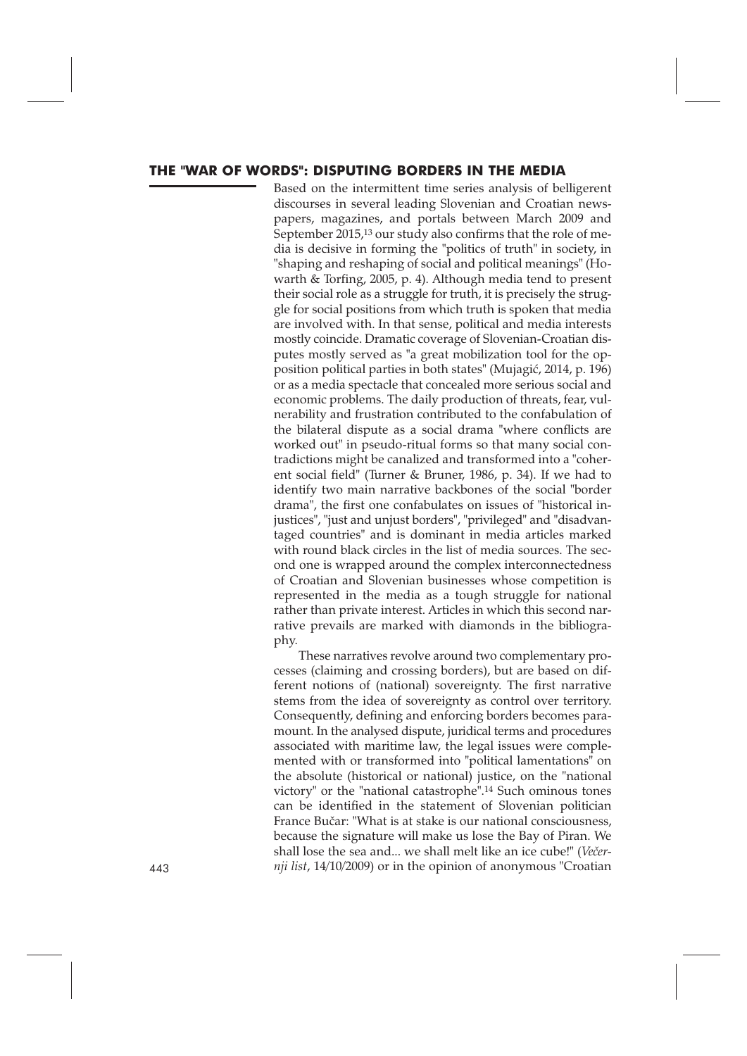## THE "WAR OF WORDS": DISPUTING BORDERS IN THE MEDIA

Based on the intermittent time series analysis of belligerent discourses in several leading Slovenian and Croatian newspapers, magazines, and portals between March 2009 and September 2015,[13] our study also confirms that the role of media is decisive in forming the "politics of truth" in society, in "shaping and reshaping of social and political meanings" (Howarth & Torfing, 2005, p. 4). Although media tend to present their social role as a struggle for truth, it is precisely the struggle for social positions from which truth is spoken that media are involved with. In that sense, political and media interests mostly coincide. Dramatic coverage of Slovenian-Croatian disputes mostly served as "a great mobilization tool for the opposition political parties in both states" (Mujagić, 2014, p. 196) or as a media spectacle that concealed more serious social and economic problems. The daily production of threats, fear, vulnerability and frustration contributed to the confabulation of the bilateral dispute as a social drama "where conflicts are worked out" in pseudo-ritual forms so that many social contradictions might be canalized and transformed into a "coherent social field" (Turner & Bruner, 1986, p. 34). If we had to identify two main narrative backbones of the social "border drama", the first one confabulates on issues of "historical injustices", "just and unjust borders", "privileged" and "disadvantaged countries" and is dominant in media articles marked with round black circles in the list of media sources. The second one is wrapped around the complex interconnectedness of Croatian and Slovenian businesses whose competition is represented in the media as a tough struggle for national rather than private interest. Articles in which this second narrative prevails are marked with diamonds in the bibliography.

These narratives revolve around two complementary processes (claiming and crossing borders), but are based on different notions of (national) sovereignty. The first narrative stems from the idea of sovereignty as control over territory. Consequently, defining and enforcing borders becomes paramount. In the analysed dispute, juridical terms and procedures associated with maritime law, the legal issues were complemented with or transformed into "political lamentations" on the absolute (historical or national) justice, on the "national victory" or the "national catastrophe".[14] Such ominous tones can be identified in the statement of Slovenian politician France Bučar: "What is at stake is our national consciousness, because the signature will make us lose the Bay of Piran. We shall lose the sea and... we shall melt like an ice cube!" (*Večernji list*, 14/10/2009) or in the opinion of anonymous "Croatian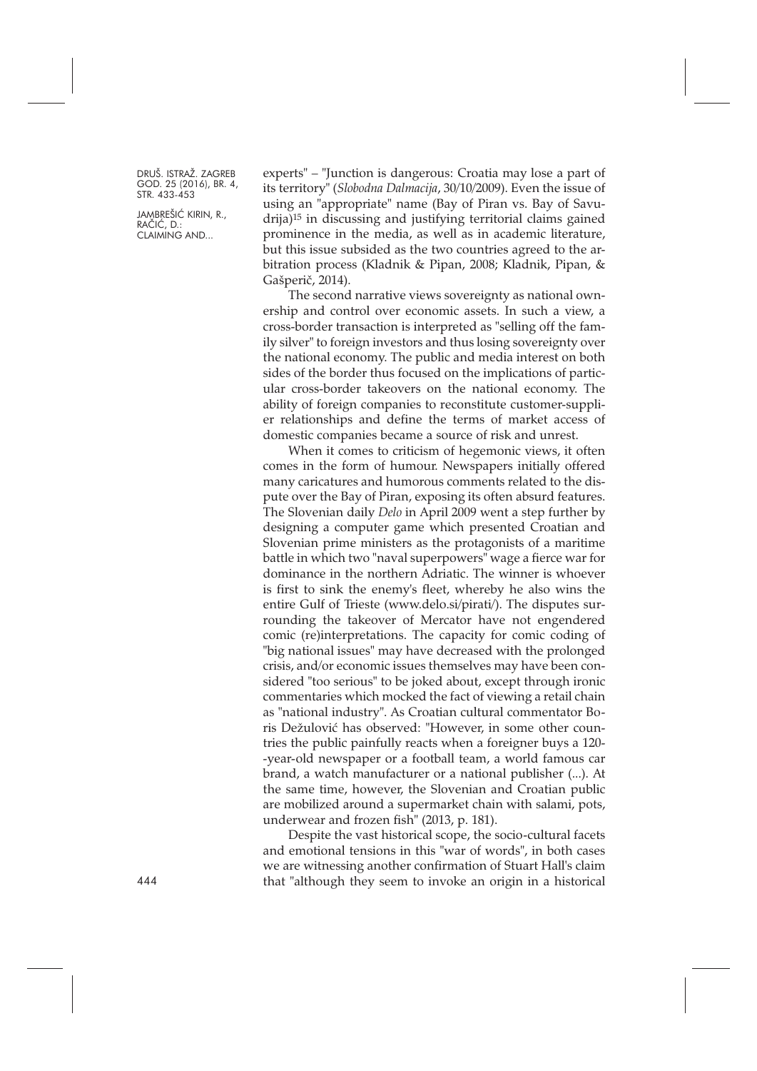experts" – "Junction is dangerous: Croatia may lose a part of its territory" (*Slobodna Dalmacija*, 30/10/2009). Even the issue of using an "appropriate" name (Bay of Piran vs. Bay of Savudrija)[15] in discussing and justifying territorial claims gained prominence in the media, as well as in academic literature, but this issue subsided as the two countries agreed to the arbitration process (Kladnik & Pipan, 2008; Kladnik, Pipan, & Gašperič, 2014).

The second narrative views sovereignty as national ownership and control over economic assets. In such a view, a cross-border transaction is interpreted as "selling off the family silver" to foreign investors and thus losing sovereignty over the national economy. The public and media interest on both sides of the border thus focused on the implications of particular cross-border takeovers on the national economy. The ability of foreign companies to reconstitute customer-supplier relationships and define the terms of market access of domestic companies became a source of risk and unrest.

When it comes to criticism of hegemonic views, it often comes in the form of humour. Newspapers initially offered many caricatures and humorous comments related to the dispute over the Bay of Piran, exposing its often absurd features. The Slovenian daily *Delo* in April 2009 went a step further by designing a computer game which presented Croatian and Slovenian prime ministers as the protagonists of a maritime battle in which two "naval superpowers" wage a fierce war for dominance in the northern Adriatic. The winner is whoever is first to sink the enemy's fleet, whereby he also wins the entire Gulf of Trieste (www.delo.si/pirati/). The disputes surrounding the takeover of Mercator have not engendered comic (re)interpretations. The capacity for comic coding of "big national issues" may have decreased with the prolonged crisis, and/or economic issues themselves may have been considered "too serious" to be joked about, except through ironic commentaries which mocked the fact of viewing a retail chain as "national industry". As Croatian cultural commentator Boris Dežulović has observed: "However, in some other countries the public painfully reacts when a foreigner buys a 120-year-old newspaper or a football team, a world famous car brand, a watch manufacturer or a national publisher (...). At the same time, however, the Slovenian and Croatian public are mobilized around a supermarket chain with salami, pots, underwear and frozen fish" (2013, p. 181).

Despite the vast historical scope, the socio-cultural facets and emotional tensions in this "war of words", in both cases we are witnessing another confirmation of Stuart Hall's claim that "although they seem to invoke an origin in a historical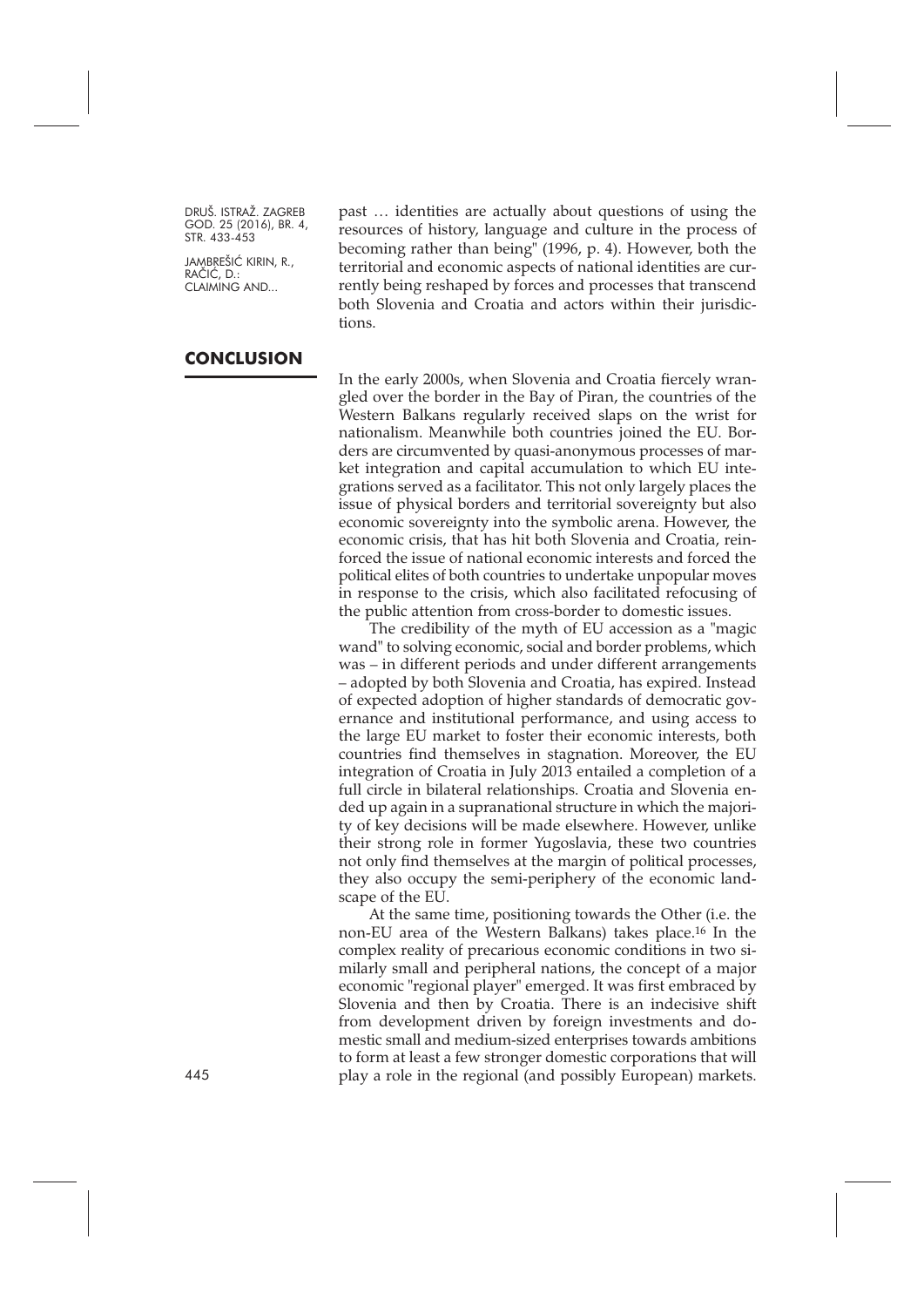past … identities are actually about questions of using the resources of history, language and culture in the process of becoming rather than being" (1996, p. 4). However, both the territorial and economic aspects of national identities are currently being reshaped by forces and processes that transcend both Slovenia and Croatia and actors within their jurisdictions.

## CONCLUSION

In the early 2000s, when Slovenia and Croatia fiercely wrangled over the border in the Bay of Piran, the countries of the Western Balkans regularly received slaps on the wrist for nationalism. Meanwhile both countries joined the EU. Borders are circumvented by quasi-anonymous processes of market integration and capital accumulation to which EU integrations served as a facilitator. This not only largely places the issue of physical borders and territorial sovereignty but also economic sovereignty into the symbolic arena. However, the economic crisis, that has hit both Slovenia and Croatia, reinforced the issue of national economic interests and forced the political elites of both countries to undertake unpopular moves in response to the crisis, which also facilitated refocusing of the public attention from cross-border to domestic issues.

The credibility of the myth of EU accession as a "magic wand" to solving economic, social and border problems, which was – in different periods and under different arrangements – adopted by both Slovenia and Croatia, has expired. Instead of expected adoption of higher standards of democratic governance and institutional performance, and using access to the large EU market to foster their economic interests, both countries find themselves in stagnation. Moreover, the EU integration of Croatia in July 2013 entailed a completion of a full circle in bilateral relationships. Croatia and Slovenia ended up again in a supranational structure in which the majority of key decisions will be made elsewhere. However, unlike their strong role in former Yugoslavia, these two countries not only find themselves at the margin of political processes, they also occupy the semi-periphery of the economic landscape of the EU.

At the same time, positioning towards the Other (i.e. the non-EU area of the Western Balkans) takes place.[16] In the complex reality of precarious economic conditions in two similarly small and peripheral nations, the concept of a major economic "regional player" emerged. It was first embraced by Slovenia and then by Croatia. There is an indecisive shift from development driven by foreign investments and domestic small and medium-sized enterprises towards ambitions to form at least a few stronger domestic corporations that will play a role in the regional (and possibly European) markets.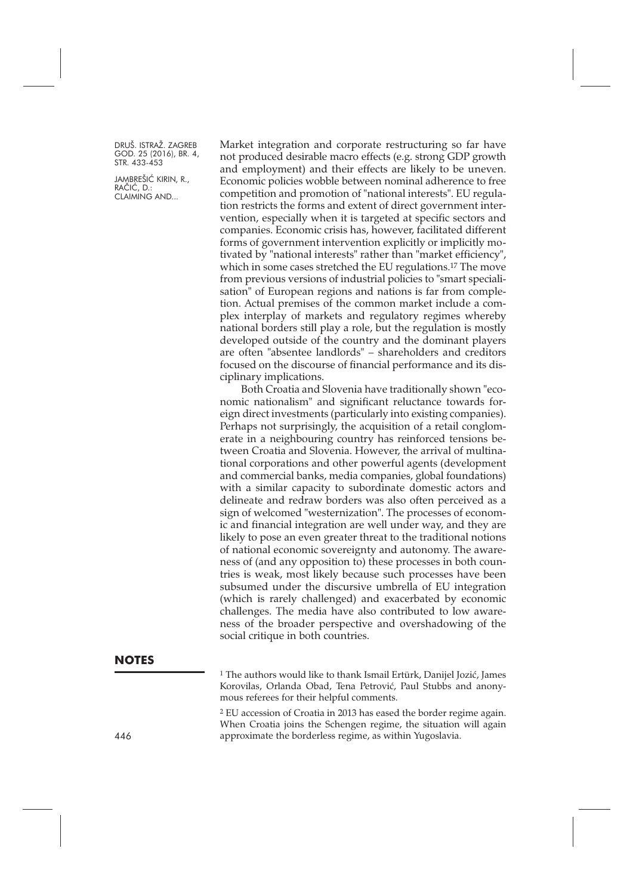Market integration and corporate restructuring so far have not produced desirable macro effects (e.g. strong GDP growth and employment) and their effects are likely to be uneven. Economic policies wobble between nominal adherence to free competition and promotion of "national interests". EU regulation restricts the forms and extent of direct government intervention, especially when it is targeted at specific sectors and companies. Economic crisis has, however, facilitated different forms of government intervention explicitly or implicitly motivated by "national interests" rather than "market efficiency", which in some cases stretched the EU regulations.[17] The move from previous versions of industrial policies to "smart specialisation" of European regions and nations is far from completion. Actual premises of the common market include a complex interplay of markets and regulatory regimes whereby national borders still play a role, but the regulation is mostly developed outside of the country and the dominant players are often "absentee landlords" – shareholders and creditors focused on the discourse of financial performance and its disciplinary implications.

Both Croatia and Slovenia have traditionally shown "economic nationalism" and significant reluctance towards foreign direct investments (particularly into existing companies). Perhaps not surprisingly, the acquisition of a retail conglomerate in a neighbouring country has reinforced tensions between Croatia and Slovenia. However, the arrival of multinational corporations and other powerful agents (development and commercial banks, media companies, global foundations) with a similar capacity to subordinate domestic actors and delineate and redraw borders was also often perceived as a sign of welcomed "westernization". The processes of economic and financial integration are well under way, and they are likely to pose an even greater threat to the traditional notions of national economic sovereignty and autonomy. The awareness of (and any opposition to) these processes in both countries is weak, most likely because such processes have been subsumed under the discursive umbrella of EU integration (which is rarely challenged) and exacerbated by economic challenges. The media have also contributed to low awareness of the broader perspective and overshadowing of the social critique in both countries.

## NOTES

[1] The authors would like to thank Ismail Ertürk, Danijel Jozić, James Korovilas, Orlanda Obad, Tena Petrović, Paul Stubbs and anonymous referees for their helpful comments.

[2] EU accession of Croatia in 2013 has eased the border regime again. When Croatia joins the Schengen regime, the situation will again approximate the borderless regime, as within Yugoslavia.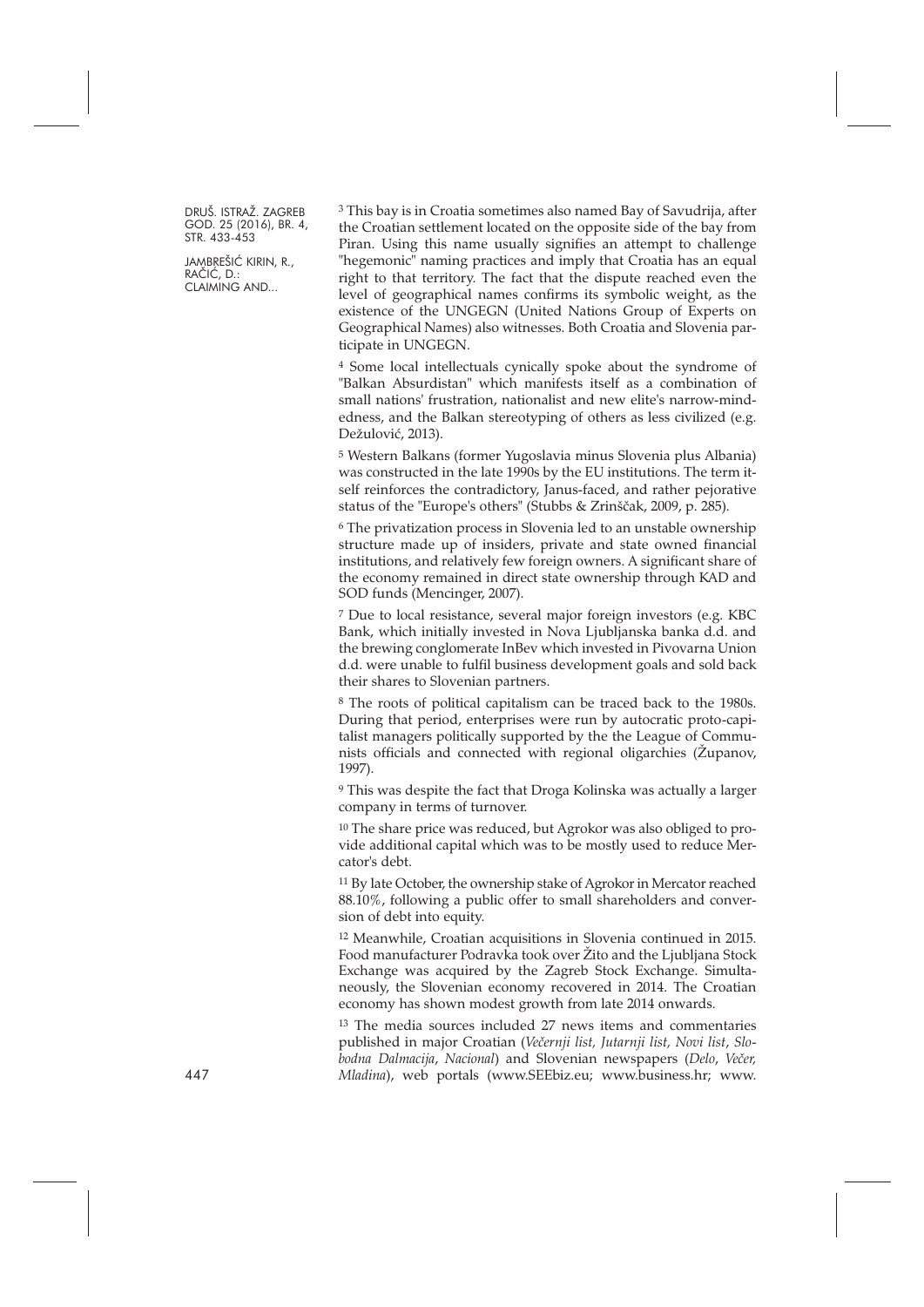[3] This bay is in Croatia sometimes also named Bay of Savudrija, after the Croatian settlement located on the opposite side of the bay from Piran. Using this name usually signifies an attempt to challenge "hegemonic" naming practices and imply that Croatia has an equal right to that territory. The fact that the dispute reached even the level of geographical names confirms its symbolic weight, as the existence of the UNGEGN (United Nations Group of Experts on Geographical Names) also witnesses. Both Croatia and Slovenia participate in UNGEGN.

[4] Some local intellectuals cynically spoke about the syndrome of "Balkan Absurdistan" which manifests itself as a combination of small nations' frustration, nationalist and new elite's narrow-mindedness, and the Balkan stereotyping of others as less civilized (e.g. Dežulović, 2013).

[5] Western Balkans (former Yugoslavia minus Slovenia plus Albania) was constructed in the late 1990s by the EU institutions. The term itself reinforces the contradictory, Janus-faced, and rather pejorative status of the "Europe's others" (Stubbs & Zrinščak, 2009, p. 285).

[6] The privatization process in Slovenia led to an unstable ownership structure made up of insiders, private and state owned financial institutions, and relatively few foreign owners. A significant share of the economy remained in direct state ownership through KAD and SOD funds (Mencinger, 2007).

[7] Due to local resistance, several major foreign investors (e.g. KBC Bank, which initially invested in Nova Ljubljanska banka d.d. and the brewing conglomerate InBev which invested in Pivovarna Union d.d. were unable to fulfil business development goals and sold back their shares to Slovenian partners.

[8] The roots of political capitalism can be traced back to the 1980s. During that period, enterprises were run by autocratic proto-capitalist managers politically supported by the the League of Communists officials and connected with regional oligarchies (Županov, 1997).

[9] This was despite the fact that Droga Kolinska was actually a larger company in terms of turnover.

[10] The share price was reduced, but Agrokor was also obliged to provide additional capital which was to be mostly used to reduce Mercator's debt.

[11] By late October, the ownership stake of Agrokor in Mercator reached 88.10%, following a public offer to small shareholders and conversion of debt into equity.

[12] Meanwhile, Croatian acquisitions in Slovenia continued in 2015. Food manufacturer Podravka took over Žito and the Ljubljana Stock Exchange was acquired by the Zagreb Stock Exchange. Simultaneously, the Slovenian economy recovered in 2014. The Croatian economy has shown modest growth from late 2014 onwards.

[13] The media sources included 27 news items and commentaries published in major Croatian (*Večernji list, Jutarnji list, Novi list*, *Slobodna Dalmacija*, *Nacional*) and Slovenian newspapers (*Delo*, *Večer, Mladina*), web portals (www.SEEbiz.eu; www.business.hr; www.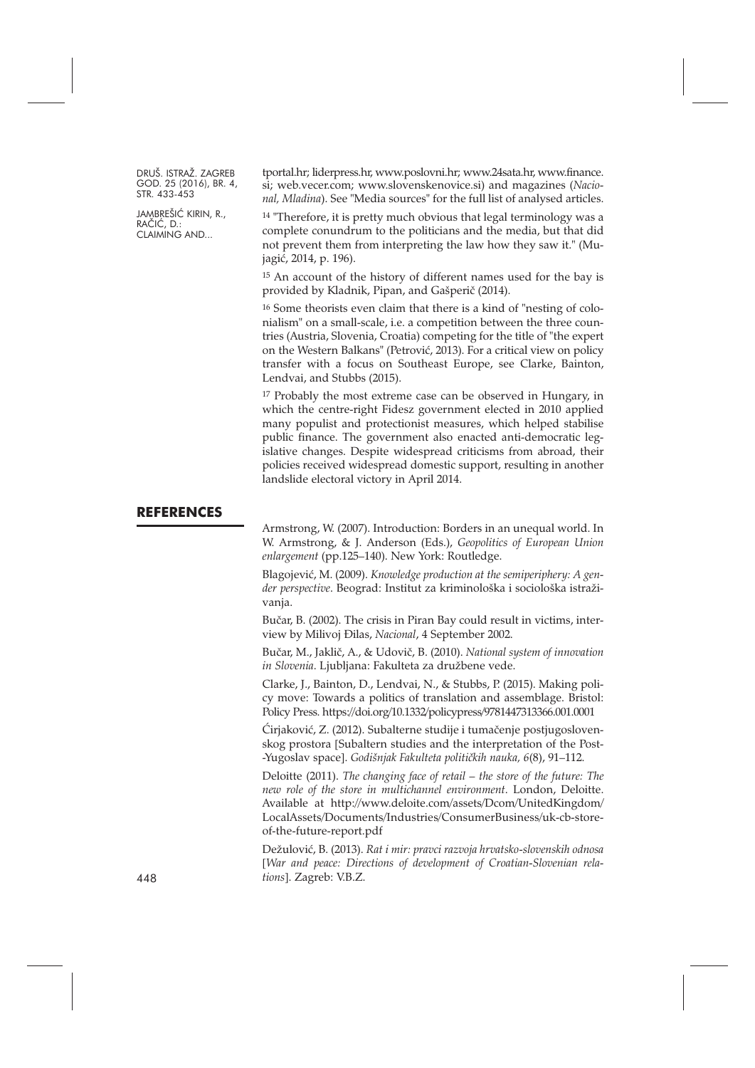tportal.hr; liderpress.hr, www.poslovni.hr; www.24sata.hr, www.finance.si; web.vecer.com; www.slovenskenovice.si) and magazines (*Nacional, Mladina*). See "Media sources" for the full list of analysed articles.

[14] "Therefore, it is pretty much obvious that legal terminology was a complete conundrum to the politicians and the media, but that did not prevent them from interpreting the law how they saw it." (Mujagić, 2014, p. 196).

[15] An account of the history of different names used for the bay is provided by Kladnik, Pipan, and Gašperič (2014).

[16] Some theorists even claim that there is a kind of "nesting of colonialism" on a small-scale, i.e. a competition between the three countries (Austria, Slovenia, Croatia) competing for the title of "the expert on the Western Balkans" (Petrović, 2013). For a critical view on policy transfer with a focus on Southeast Europe, see Clarke, Bainton, Lendvai, and Stubbs (2015).

[17] Probably the most extreme case can be observed in Hungary, in which the centre-right Fidesz government elected in 2010 applied many populist and protectionist measures, which helped stabilise public finance. The government also enacted anti-democratic legislative changes. Despite widespread criticisms from abroad, their policies received widespread domestic support, resulting in another landslide electoral victory in April 2014.

## REFERENCES

Armstrong, W. (2007). Introduction: Borders in an unequal world. In W. Armstrong, & J. Anderson (Eds.), *Geopolitics of European Union enlargement* (pp.125–140). New York: Routledge.

Blagojević, M. (2009). *Knowledge production at the semiperiphery: A gender perspective*. Beograd: Institut za kriminološka i sociološka istraživanja.

Bučar, B. (2002). The crisis in Piran Bay could result in victims, interview by Milivoj Đilas, *Nacional*, 4 September 2002.

Bučar, M., Jaklič, A., & Udovič, B. (2010). *National system of innovation in Slovenia*. Ljubljana: Fakulteta za družbene vede.

Clarke, J., Bainton, D., Lendvai, N., & Stubbs, P. (2015). Making policy move: Towards a politics of translation and assemblage. Bristol: Policy Press. https://doi.org/10.1332/policypress/9781447313366.001.0001

Ćirjaković, Z. (2012). Subalterne studije i tumačenje postjugoslovenskog prostora [Subaltern studies and the interpretation of the Post-Yugoslav space]. *Godišnjak Fakulteta političkih nauka, 6*(8), 91–112.

Deloitte (2011). *The changing face of retail – the store of the future: The new role of the store in multichannel environment*. London, Deloitte. Available at http://www.deloitte.com/assets/Dcom/UnitedKingdom/LocalAssets/Documents/Industries/ConsumerBusiness/uk-cb-store-of-the-future-report.pdf

Dežulović, B. (2013). *Rat i mir: pravci razvoja hrvatsko-slovenskih odnosa* [*War and peace: Directions of development of Croatian-Slovenian relations*]. Zagreb: V.B.Z.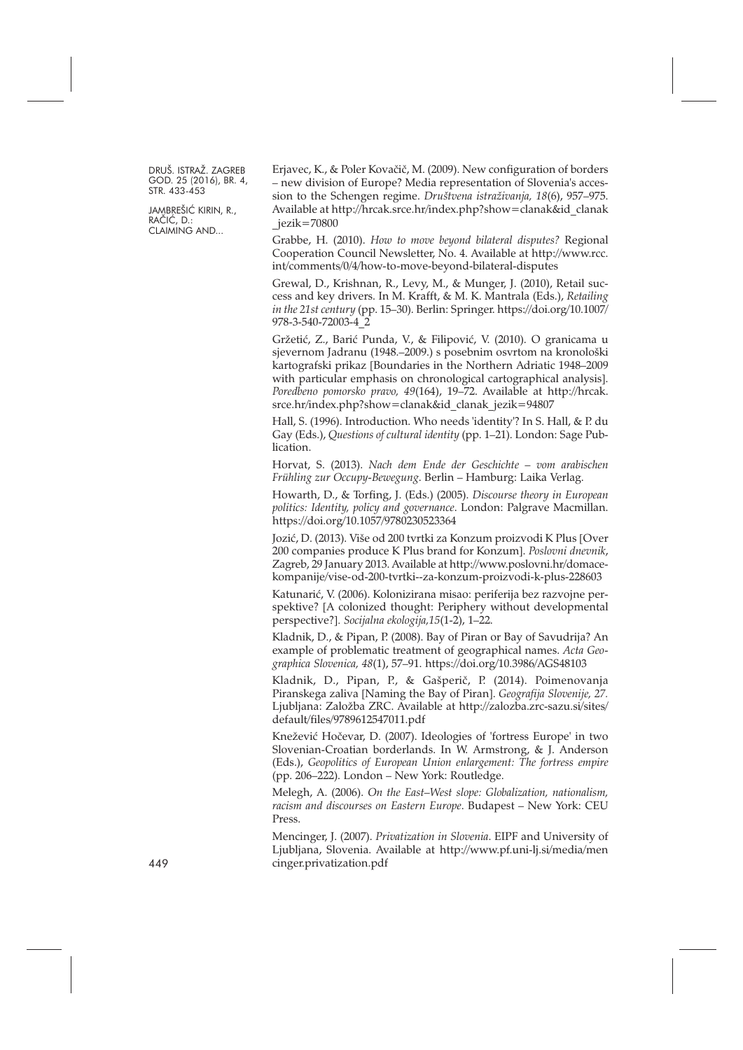Erjavec, K., & Poler Kovačič, M. (2009). New configuration of borders – new division of Europe? Media representation of Slovenia's accession to the Schengen regime. *Društvena istraživanja, 18*(6), 957–975. Available at http://hrcak.srce.hr/index.php?show=clanak&id_clanak_jezik=70800

Grabbe, H. (2010). *How to move beyond bilateral disputes?* Regional Cooperation Council Newsletter, No. 4. Available at http://www.rcc.int/comments/0/4/how-to-move-beyond-bilateral-disputes

Grewal, D., Krishnan, R., Levy, M., & Munger, J. (2010), Retail success and key drivers. In M. Krafft, & M. K. Mantrala (Eds.), *Retailing in the 21st century* (pp. 15–30). Berlin: Springer. https://doi.org/10.1007/978-3-540-72003-4_2

Gržetić, Z., Barić Punda, V., & Filipović, V. (2010). O granicama u sjevernom Jadranu (1948.–2009.) s posebnim osvrtom na kronološki kartografski prikaz [Boundaries in the Northern Adriatic 1948–2009 with particular emphasis on chronological cartographical analysis]. *Poredbeno pomorsko pravo, 49*(164), 19–72. Available at http://hrcak.srce.hr/index.php?show=clanak&id_clanak_jezik=94807

Hall, S. (1996). Introduction. Who needs 'identity'? In S. Hall, & P. du Gay (Eds.), *Questions of cultural identity* (pp. 1–21). London: Sage Publication.

Horvat, S. (2013). *Nach dem Ende der Geschichte – vom arabischen Frühling zur Occupy-Bewegung*. Berlin – Hamburg: Laika Verlag.

Howarth, D., & Torfing, J. (Eds.) (2005). *Discourse theory in European politics: Identity, policy and governance*. London: Palgrave Macmillan. https://doi.org/10.1057/9780230523364

Jozić, D. (2013). Više od 200 tvrtki za Konzum proizvodi K Plus [Over 200 companies produce K Plus brand for Konzum]. *Poslovni dnevnik*, Zagreb, 29 January 2013. Available at http://www.poslovni.hr/domace-kompanije/vise-od-200-tvrtki--za-konzum-proizvodi-k-plus-228603

Katunarić, V. (2006). Kolonizirana misao: periferija bez razvojne perspektive? [A colonized thought: Periphery without developmental perspective?]. *Socijalna ekologija,15*(1-2), 1–22.

Kladnik, D., & Pipan, P. (2008). Bay of Piran or Bay of Savudrija? An example of problematic treatment of geographical names. *Acta Geographica Slovenica, 48*(1), 57–91. https://doi.org/10.3986/AGS48103

Kladnik, D., Pipan, P., & Gašperič, P. (2014). Poimenovanja Piranskega zaliva [Naming the Bay of Piran]. *Geografija Slovenije, 27*. Ljubljana: Založba ZRC. Available at http://zalozba.zrc-sazu.si/sites/default/files/9789612547011.pdf

Knežević Hočevar, D. (2007). Ideologies of 'fortress Europe' in two Slovenian-Croatian borderlands. In W. Armstrong, & J. Anderson (Eds.), *Geopolitics of European Union enlargement: The fortress empire* (pp. 206–222). London – New York: Routledge.

Melegh, A. (2006). *On the East–West slope: Globalization, nationalism, racism and discourses on Eastern Europe*. Budapest – New York: CEU Press.

Mencinger, J. (2007). *Privatization in Slovenia*. EIPF and University of Ljubljana, Slovenia. Available at http://www.pf.uni-lj.si/media/mencinger.privatization.pdf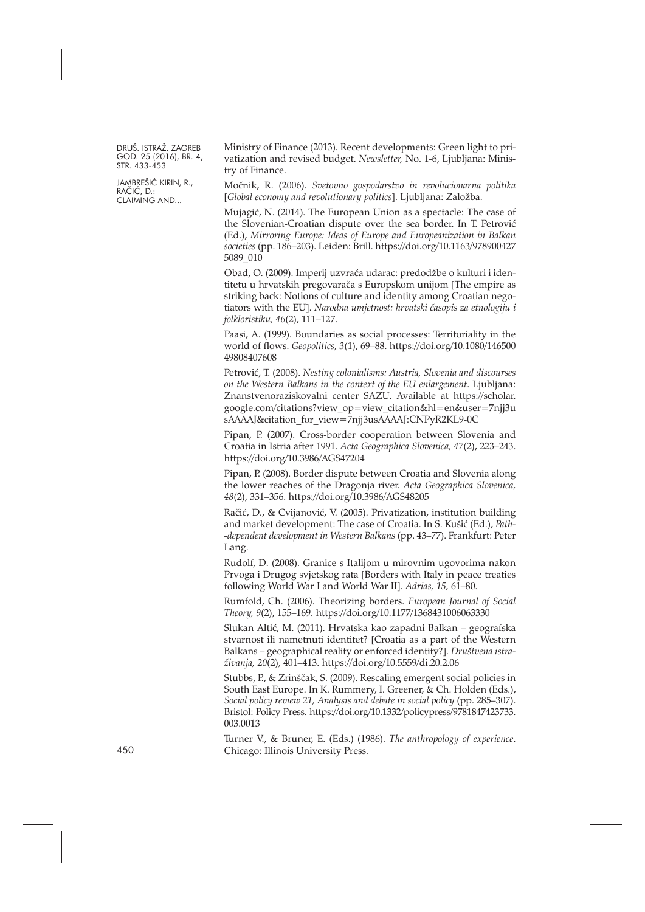Ministry of Finance (2013). Recent developments: Green light to privatization and revised budget. *Newsletter,* No. 1-6, Ljubljana: Ministry of Finance.

Močnik, R. (2006). *Svetovno gospodarstvo in revolucionarna politika* [*Global economy and revolutionary politics*]. Ljubljana: Založba.

Mujagić, N. (2014). The European Union as a spectacle: The case of the Slovenian-Croatian dispute over the sea border. In T. Petrović (Ed.), *Mirroring Europe: Ideas of Europe and Europeanization in Balkan societies* (pp. 186–203). Leiden: Brill. https://doi.org/10.1163/9789004275089_010

Obad, O. (2009). Imperij uzvraća udarac: predodžbe o kulturi i identitetu u hrvatskih pregovarača s Europskom unijom [The empire as striking back: Notions of culture and identity among Croatian negotiators with the EU]. *Narodna umjetnost: hrvatski časopis za etnologiju i folkloristiku, 46*(2), 111–127.

Paasi, A. (1999). Boundaries as social processes: Territoriality in the world of flows. *Geopolitics, 3*(1), 69–88. https://doi.org/10.1080/14650049808407608

Petrović, T. (2008). *Nesting colonialisms: Austria, Slovenia and discourses on the Western Balkans in the context of the EU enlargement*. Ljubljana: Znanstvenoraziskovalni center SAZU. Available at https://scholar.google.com/citations?view_op=view_citation&hl=en&user=7njj3usAAAAJ&citation_for_view=7njj3usAAAAJ:CNPyR2KL9-0C

Pipan, P. (2007). Cross-border cooperation between Slovenia and Croatia in Istria after 1991. *Acta Geographica Slovenica, 47*(2), 223–243. https://doi.org/10.3986/AGS47204

Pipan, P. (2008). Border dispute between Croatia and Slovenia along the lower reaches of the Dragonja river. *Acta Geographica Slovenica, 48*(2), 331–356. https://doi.org/10.3986/AGS48205

Račić, D., & Cvijanović, V. (2005). Privatization, institution building and market development: The case of Croatia. In S. Kušić (Ed.), *Path-dependent development in Western Balkans* (pp. 43–77). Frankfurt: Peter Lang.

Rudolf, D. (2008). Granice s Italijom u mirovnim ugovorima nakon Prvoga i Drugog svjetskog rata [Borders with Italy in peace treaties following World War I and World War II]. *Adrias, 15,* 61–80.

Rumfold, Ch. (2006). Theorizing borders. *European Journal of Social Theory, 9*(2), 155–169. https://doi.org/10.1177/1368431006063330

Slukan Altić, M. (2011). Hrvatska kao zapadni Balkan – geografska stvarnost ili nametnuti identitet? [Croatia as a part of the Western Balkans – geographical reality or enforced identity?]. *Društvena istraživanja, 20*(2), 401–413. https://doi.org/10.5559/di.20.2.06

Stubbs, P., & Zrinščak, S. (2009). Rescaling emergent social policies in South East Europe. In K. Rummery, I. Greener, & Ch. Holden (Eds.), *Social policy review 21, Analysis and debate in social policy* (pp. 285–307). Bristol: Policy Press. https://doi.org/10.1332/policypress/9781847423733.003.0013

Turner V., & Bruner, E. (Eds.) (1986). *The anthropology of experience*. Chicago: Illinois University Press.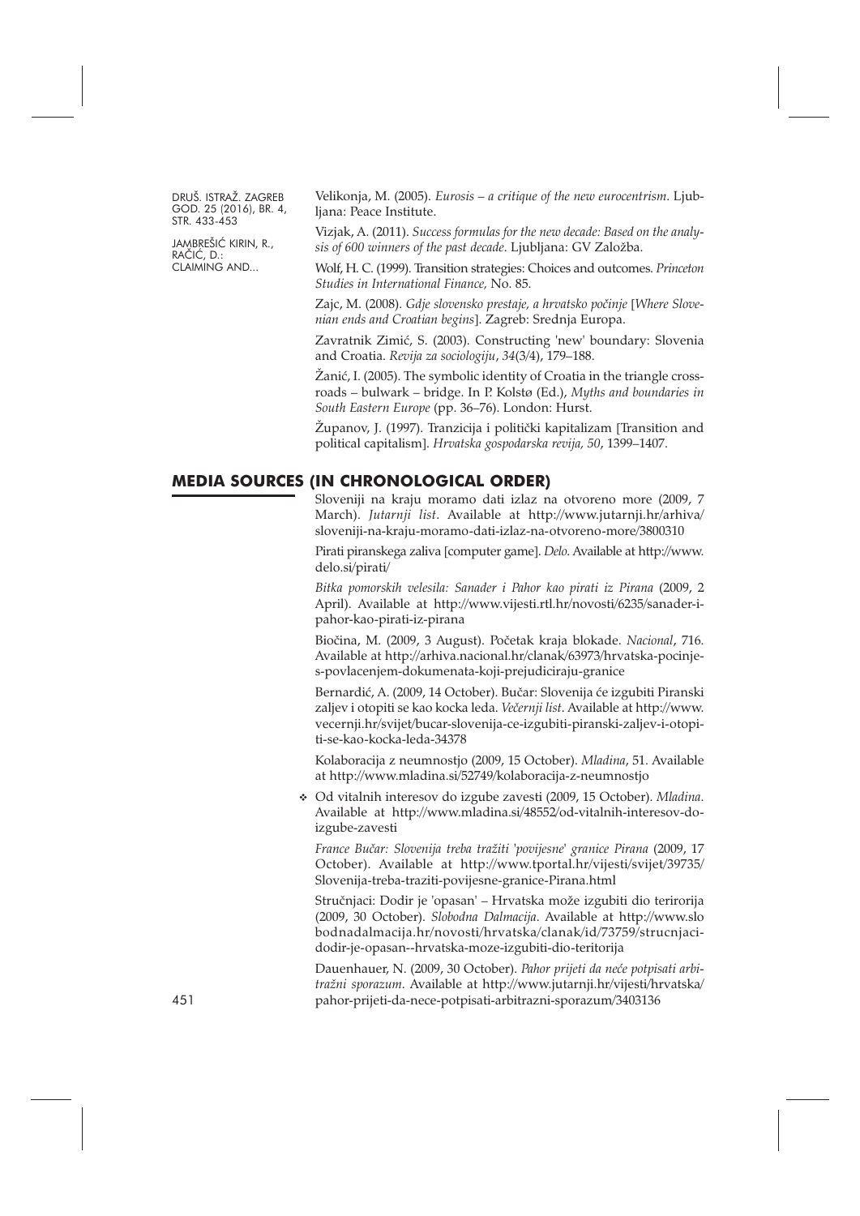Velikonja, M. (2005). *Eurosis – a critique of the new eurocentrism*. Ljubljana: Peace Institute.

Vizjak, A. (2011). *Success formulas for the new decade: Based on the analysis of 600 winners of the past decade*. Ljubljana: GV Založba.

Wolf, H. C. (1999). Transition strategies: Choices and outcomes. *Princeton Studies in International Finance*, No. 85.

Zajc, M. (2008). *Gdje slovensko prestaje, a hrvatsko počinje* [*Where Slovenian ends and Croatian begins*]. Zagreb: Srednja Europa.

Zavratnik Zimić, S. (2003). Constructing 'new' boundary: Slovenia and Croatia. *Revija za sociologiju*, *34*(3/4), 179–188.

Žanić, I. (2005). The symbolic identity of Croatia in the triangle crossroads – bulwark – bridge. In P. Kolstø (Ed.), *Myths and boundaries in South Eastern Europe* (pp. 36–76). London: Hurst.

Županov, J. (1997). Tranzicija i politički kapitalizam [Transition and political capitalism]. *Hrvatska gospodarska revija, 50*, 1399–1407.

## MEDIA SOURCES (IN CHRONOLOGICAL ORDER)

Sloveniji na kraju moramo dati izlaz na otvoreno more (2009, 7 March). *Jutarnji list*. Available at http://www.jutarnji.hr/arhiva/sloveniji-na-kraju-moramo-dati-izlaz-na-otvoreno-more/3800310

Pirati piranskega zaliva [computer game]. *Delo*. Available at http://www.delo.si/pirati/

*Bitka pomorskih velesila: Sanader i Pahor kao pirati iz Pirana* (2009, 2 April). Available at http://www.vijesti.rtl.hr/novosti/6235/sanader-i-pahor-kao-pirati-iz-pirana

Biočina, M. (2009, 3 August). Početak kraja blokade. *Nacional*, 716. Available at http://arhiva.nacional.hr/clanak/63973/hrvatska-pocinje-s-povlacenjem-dokumenata-koji-prejudiciraju-granice

Bernardić, A. (2009, 14 October). Bučar: Slovenija će izgubiti Piranski zaljev i otopiti se kao kocka leda. *Večernji list*. Available at http://www.vecernji.hr/svijet/bucar-slovenija-ce-izgubiti-piranski-zaljev-i-otopiti-se-kao-kocka-leda-34378

Kolaboracija z neumnostjo (2009, 15 October). *Mladina*, 51. Available at http://www.mladina.si/52749/kolaboracija-z-neumnostjo

- Od vitalnih interesov do izgube zavesti (2009, 15 October). *Mladina*. Available at http://www.mladina.si/48552/od-vitalnih-interesov-do-izgube-zavesti

*France Bučar: Slovenija treba tražiti 'povijesne' granice Pirana* (2009, 17 October). Available at http://www.tportal.hr/vijesti/svijet/39735/Slovenija-treba-traziti-povijesne-granice-Pirana.html

Stručnjaci: Dodir je 'opasan' – Hrvatska može izgubiti dio terirorija (2009, 30 October). *Slobodna Dalmacija*. Available at http://www.slobodnadalmacija.hr/novosti/hrvatska/clanak/id/73759/strucnjaci-dodir-je-opasan--hrvatska-moze-izgubiti-dio-teritorija

Dauenhauer, N. (2009, 30 October). *Pahor prijeti da neće potpisati arbitražni sporazum*. Available at http://www.jutarnji.hr/vijesti/hrvatska/pahor-prijeti-da-nece-potpisati-arbitrazni-sporazum/3403136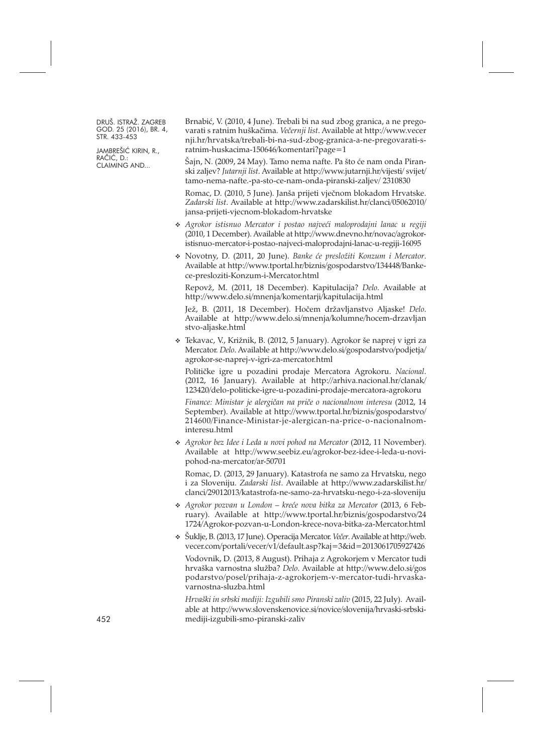Brnabić, V. (2010, 4 June). Trebali bi na sud zbog granica, a ne pregovarati s ratnim huškačima. *Večernji list*. Available at http://www.vecernji.hr/hrvatska/trebali-bi-na-sud-zbog-granica-a-ne-pregovarati-s-ratnim-huskacima-150646/komentari?page=1

Šajn, N. (2009, 24 May). Tamo nema nafte. Pa što će nam onda Piranski zaljev? *Jutarnji list*. Available at http://www.jutarnji.hr/vijesti/ svijet/tamo-nema-nafte.-pa-sto-ce-nam-onda-piranski-zaljev/ 2310830

Romac, D. (2010, 5 June). Janša prijeti vječnom blokadom Hrvatske. *Zadarski list*. Available at http://www.zadarskilist.hr/clanci/05062010/jansa-prijeti-vjecnom-blokadom-hrvatske

- *Agrokor istisnuo Mercator i postao najveći maloprodajni lanac u regiji* (2010, 1 December). Available at http://www.dnevno.hr/novac/agrokor-istisnuo-mercator-i-postao-najveci-maloprodajni-lanac-u-regiji-16095
- Novotny, D. (2011, 20 June). *Banke će presložiti Konzum i Mercator*. Available at http://www.tportal.hr/biznis/gospodarstvo/134448/Banke-ce-presloziti-Konzum-i-Mercator.html

Repovž, M. (2011, 18 December). Kapitulacija? *Delo*. Available at http://www.delo.si/mnenja/komentarji/kapitulacija.html

Jež, B. (2011, 18 December). Hočem državljanstvo Aljaske! *Delo*. Available at http://www.delo.si/mnenja/kolumne/hocem-drzavljanstvo-aljaske.html

- Tekavac, V., Křižnik, B. (2012, 5 January). Agrokor še naprej v igri za Mercator. *Delo*. Available at http://www.delo.si/gospodarstvo/podjetja/agrokor-se-naprej-v-igri-za-mercator.html

Političke igre u pozadini prodaje Mercatora Agrokoru. *Nacional*. (2012, 16 January). Available at http://arhiva.nacional.hr/clanak/123420/delo-politicke-igre-u-pozadini-prodaje-mercatora-agrokoru

*Finance: Ministar je alergičan na priče o nacionalnom interesu* (2012, 14 September). Available at http://www.tportal.hr/biznis/gospodarstvo/214600/Finance-Ministar-je-alergican-na-price-o-nacionalnom-interesu.html

- *Agrokor bez Idee i Leda u novi pohod na Mercator* (2012, 11 November). Available at http://www.seebiz.eu/agrokor-bez-idee-i-leda-u-novi-pohod-na-mercator/ar-50701

Romac, D. (2013, 29 January). Katastrofa ne samo za Hrvatsku, nego i za Sloveniju. *Zadarski list*. Available at http://www.zadarskilist.hr/clanci/29012013/katastrofa-ne-samo-za-hrvatsku-nego-i-za-sloveniju

- *Agrokor pozvan u London – kreće nova bitka za Mercator* (2013, 6 February). Available at http://www.tportal.hr/biznis/gospodarstvo/241724/Agrokor-pozvan-u-London-krece-nova-bitka-za-Mercator.html
- Šuklje, B. (2013, 17 June). Operacija Mercator. *Večer*. Available at http://web.vecer.com/portali/vecer/v1/default.asp?kaj=3&id=2013061705927426

Vodovnik, D. (2013, 8 August). Prihaja z Agrokorjem v Mercator tudi hrvaška varnostna služba? *Delo*. Available at http://www.delo.si/gospodarstvo/posel/prihaja-z-agrokorjem-v-mercator-tudi-hrvaska-varnostna-sluzba.html

*Hrvaški in srbski mediji: Izgubili smo Piranski zaliv* (2015, 22 July). Available at http://www.slovenskenovice.si/novice/slovenija/hrvaski-srbski-mediji-izgubili-smo-piranski-zaliv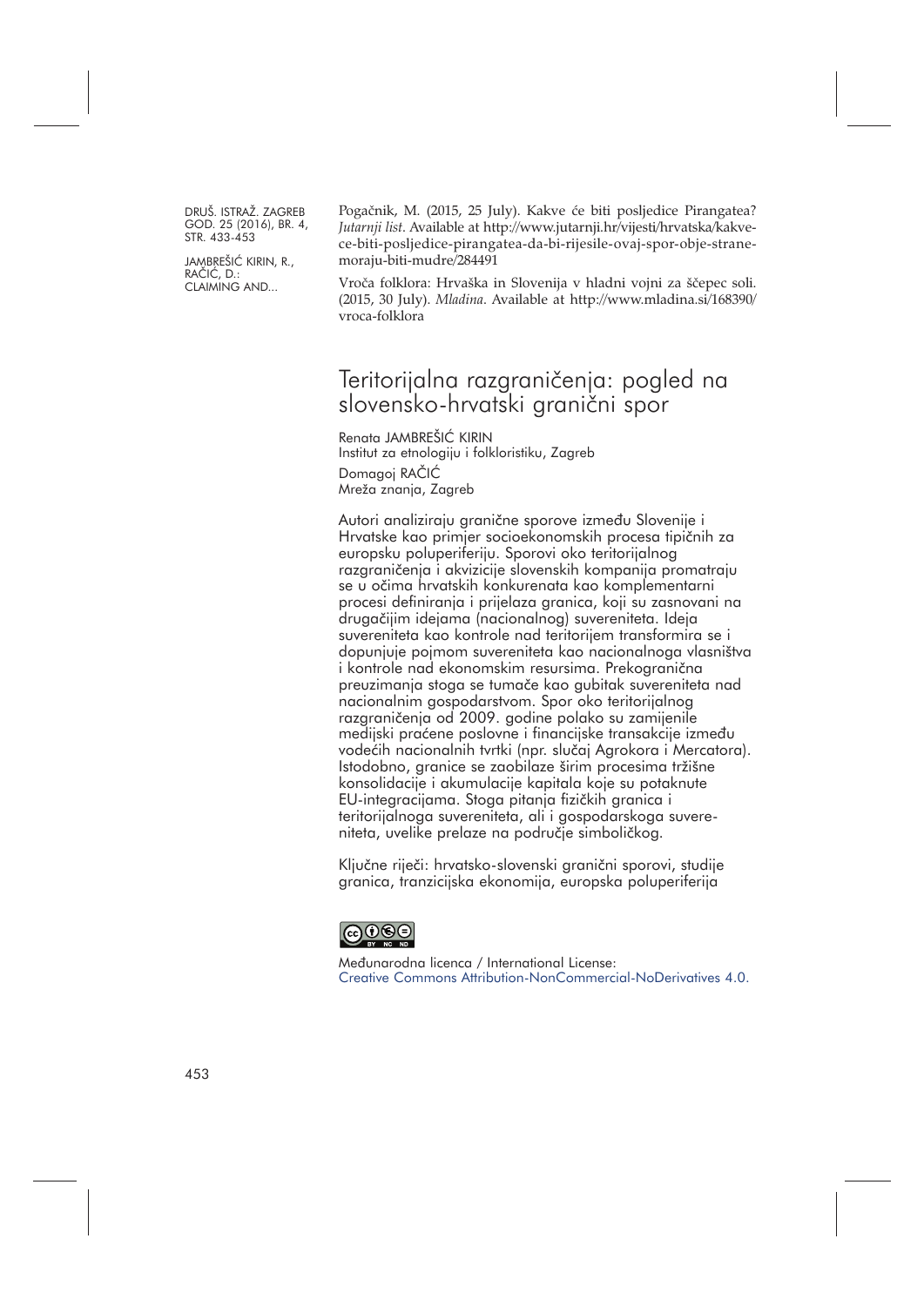Pogačnik, M. (2015, 25 July). Kakve će biti posljedice Pirangatea? *Jutarnji list*. Available at http://www.jutarnji.hr/vijesti/hrvatska/kakve-ce-biti-posljedice-pirangatea-da-bi-rijesile-ovaj-spor-obje-strane-moraju-biti-mudre/284491

Vroča folklora: Hrvaška in Slovenija v hladni vojni za ščepec soli. (2015, 30 July). *Mladina*. Available at http://www.mladina.si/168390/vroca-folklora

# Teritorijalna razgraničenja: pogled na slovensko-hrvatski granični spor

Renata JAMBREŠIĆ KIRIN
Institut za etnologiju i folkloristiku, Zagreb

Domagoj RAČIĆ
Mreža znanja, Zagreb

Autori analiziraju granične sporove između Slovenije i Hrvatske kao primjer socioekonomskih procesa tipičnih za europsku poluperiferiju. Sporovi oko teritorijalnog razgraničenja i akvizicije slovenskih kompanija promatraju se u očima hrvatskih konkurenata kao komplementarni procesi definiranja i prijelaza granica, koji su zasnovani na drugačijim idejama (nacionalnog) suvereniteta. Ideja suvereniteta kao kontrole nad teritorijem transformira se i dopunjuje pojmom suvereniteta kao nacionalnoga vlasništva i kontrole nad ekonomskim resursima. Prekogranična preuzimanja stoga se tumače kao gubitak suvereniteta nad nacionalnim gospodarstvom. Spor oko teritorijalnog razgraničenja od 2009. godine polako su zamijenile medijski praćene poslovne i financijske transakcije između vodećih nacionalnih tvrtki (npr. slučaj Agrokora i Mercatora). Istodobno, granice se zaobilaze širim procesima tržišne konsolidacije i akumulacije kapitala koje su potaknute EU-integracijama. Stoga pitanja fizičkih granica i teritorijalnoga suvereniteta, ali i gospodarskoga suvereniteta, uvelike prelaze na područje simboličkog.

Ključne riječi: hrvatsko-slovenski granični sporovi, studije granica, tranzicijska ekonomija, europska poluperiferija

Međunarodna licenca / International License:
Creative Commons Attribution-NonCommercial-NoDerivatives 4.0.